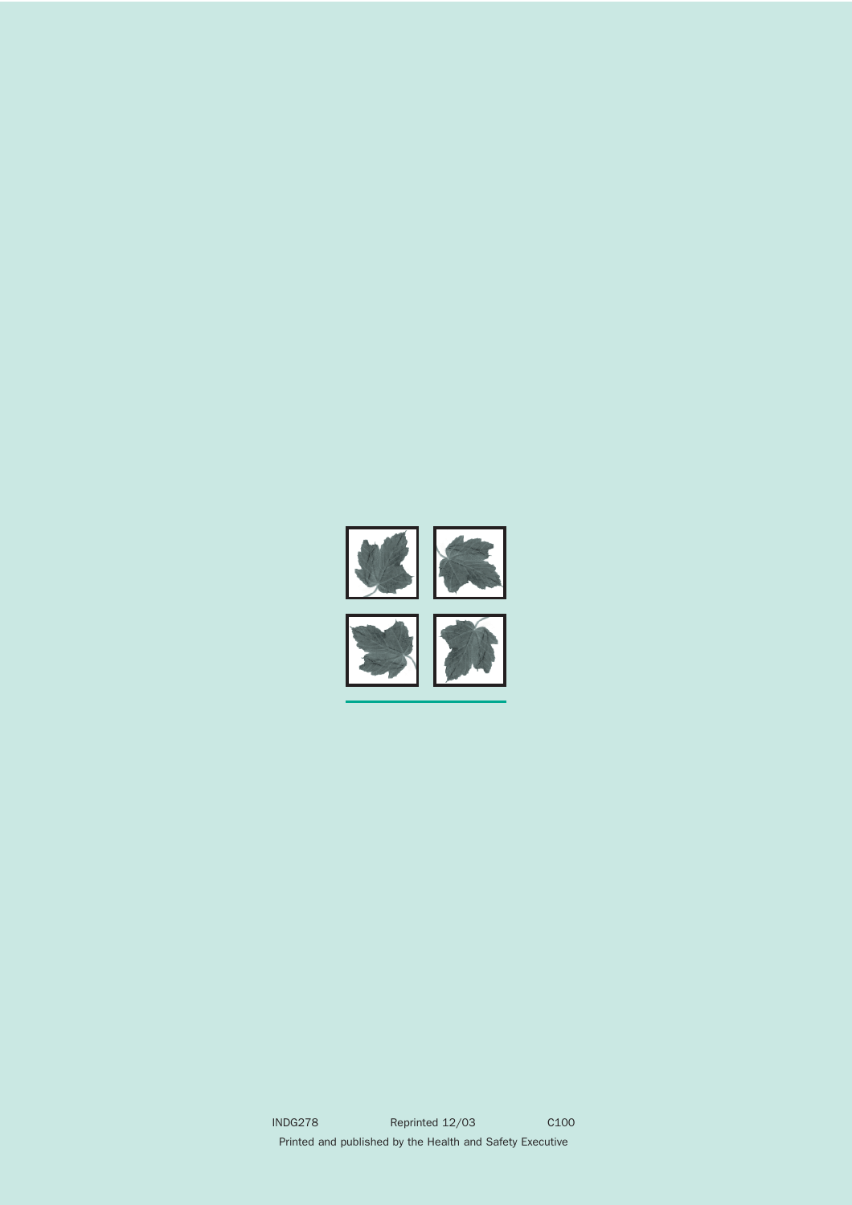INDG278 Reprinted 12/03 C100

Printed and published by the Health and Safety Executive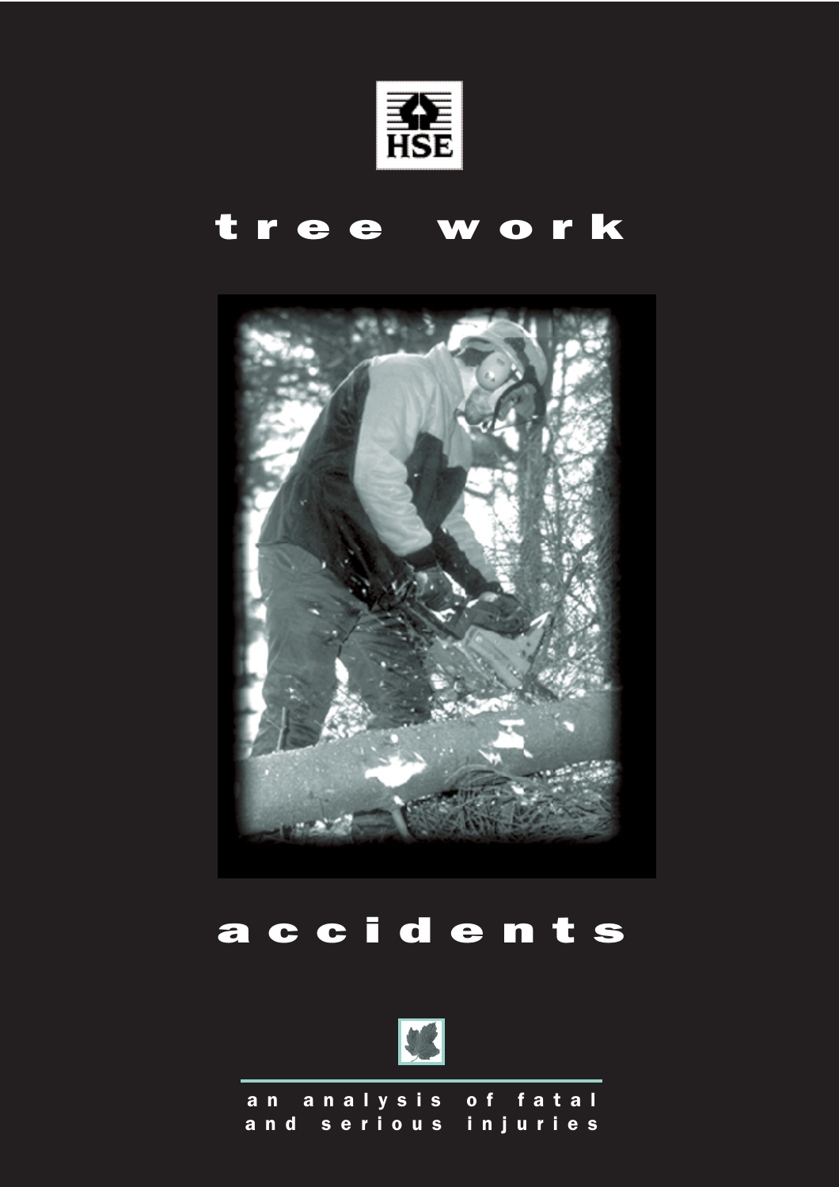HSE

# tree work

# accidents

an analysis of fatal and serious injuries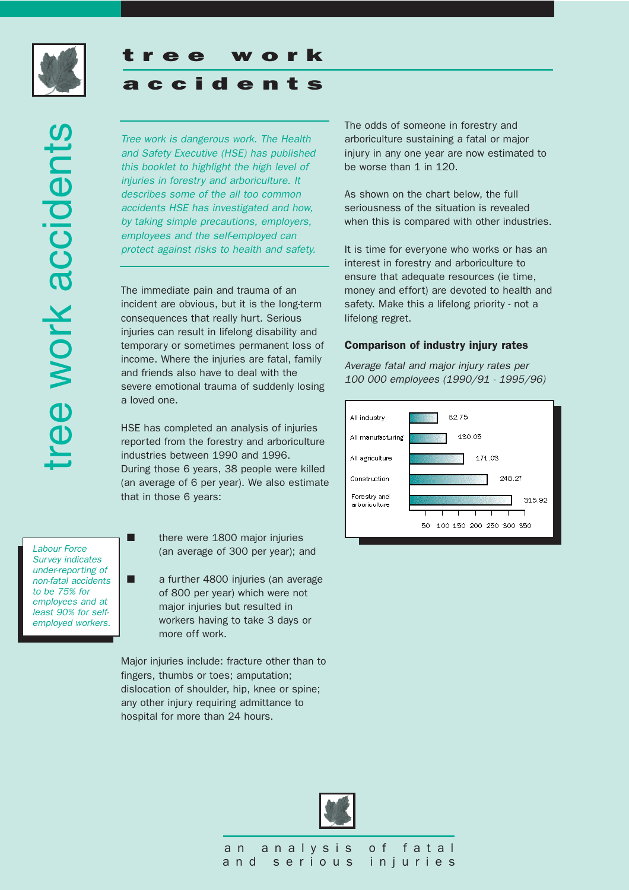# tree work accidents

*Tree work is dangerous work. The Health and Safety Executive (HSE) has published this booklet to highlight the high level of injuries in forestry and arboriculture. It describes some of the all too common accidents HSE has investigated and how, by taking simple precautions, employers, employees and the self-employed can protect against risks to health and safety.*

The immediate pain and trauma of an incident are obvious, but it is the long-term consequences that really hurt. Serious injuries can result in lifelong disability and temporary or sometimes permanent loss of income. Where the injuries are fatal, family and friends also have to deal with the severe emotional trauma of suddenly losing a loved one.

HSE has completed an analysis of injuries reported from the forestry and arboriculture industries between 1990 and 1996. During those 6 years, 38 people were killed (an average of 6 per year). We also estimate that in those 6 years:

- there were 1800 major injuries (an average of 300 per year); and
- a further 4800 injuries (an average of 800 per year) which were not major injuries but resulted in workers having to take 3 days or more off work.

*Labour Force Survey indicates under-reporting of non-fatal accidents to be 75% for employees and at least 90% for self-employed workers.*

Major injuries include: fracture other than to fingers, thumbs or toes; amputation; dislocation of shoulder, hip, knee or spine; any other injury requiring admittance to hospital for more than 24 hours.

The odds of someone in forestry and arboriculture sustaining a fatal or major injury in any one year are now estimated to be worse than 1 in 120.

As shown on the chart below, the full seriousness of the situation is revealed when this is compared with other industries.

It is time for everyone who works or has an interest in forestry and arboriculture to ensure that adequate resources (ie time, money and effort) are devoted to health and safety. Make this a lifelong priority - not a lifelong regret.

### Comparison of industry injury rates

*Average fatal and major injury rates per 100 000 employees (1990/91 - 1995/96)*

| Industry | Rate |
|---|---|
| All industry | 82.75 |
| All manufacturing | 130.05 |
| All agriculture | 171.03 |
| Construction | 248.27 |
| Forestry and arboriculture | 315.92 |

an analysis of fatal and serious injuries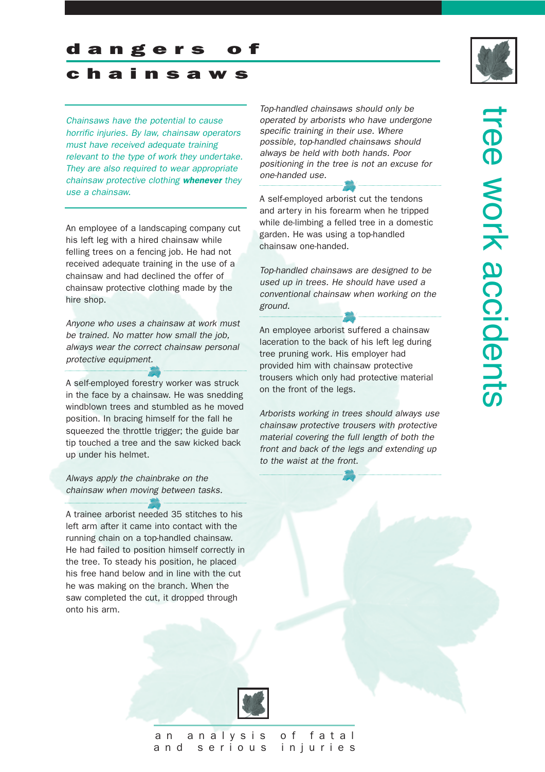# dangers of chainsaws

*Chainsaws have the potential to cause horrific injuries. By law, chainsaw operators must have received adequate training relevant to the type of work they undertake. They are also required to wear appropriate chainsaw protective clothing **whenever** they use a chainsaw.*

An employee of a landscaping company cut his left leg with a hired chainsaw while felling trees on a fencing job. He had not received adequate training in the use of a chainsaw and had declined the offer of chainsaw protective clothing made by the hire shop.

*Anyone who uses a chainsaw at work must be trained. No matter how small the job, always wear the correct chainsaw personal protective equipment.*

A self-employed forestry worker was struck in the face by a chainsaw. He was snedding windblown trees and stumbled as he moved position. In bracing himself for the fall he squeezed the throttle trigger; the guide bar tip touched a tree and the saw kicked back up under his helmet.

*Always apply the chainbrake on the chainsaw when moving between tasks.*

A trainee arborist needed 35 stitches to his left arm after it came into contact with the running chain on a top-handled chainsaw. He had failed to position himself correctly in the tree. To steady his position, he placed his free hand below and in line with the cut he was making on the branch. When the saw completed the cut, it dropped through onto his arm.

*Top-handled chainsaws should only be operated by arborists who have undergone specific training in their use. Where possible, top-handled chainsaws should always be held with both hands. Poor positioning in the tree is not an excuse for one-handed use.*

A self-employed arborist cut the tendons and artery in his forearm when he tripped while de-limbing a felled tree in a domestic garden. He was using a top-handled chainsaw one-handed.

*Top-handled chainsaws are designed to be used up in trees. He should have used a conventional chainsaw when working on the ground.*

An employee arborist suffered a chainsaw laceration to the back of his left leg during tree pruning work. His employer had provided him with chainsaw protective trousers which only had protective material on the front of the legs.

*Arborists working in trees should always use chainsaw protective trousers with protective material covering the full length of both the front and back of the legs and extending up to the waist at the front.*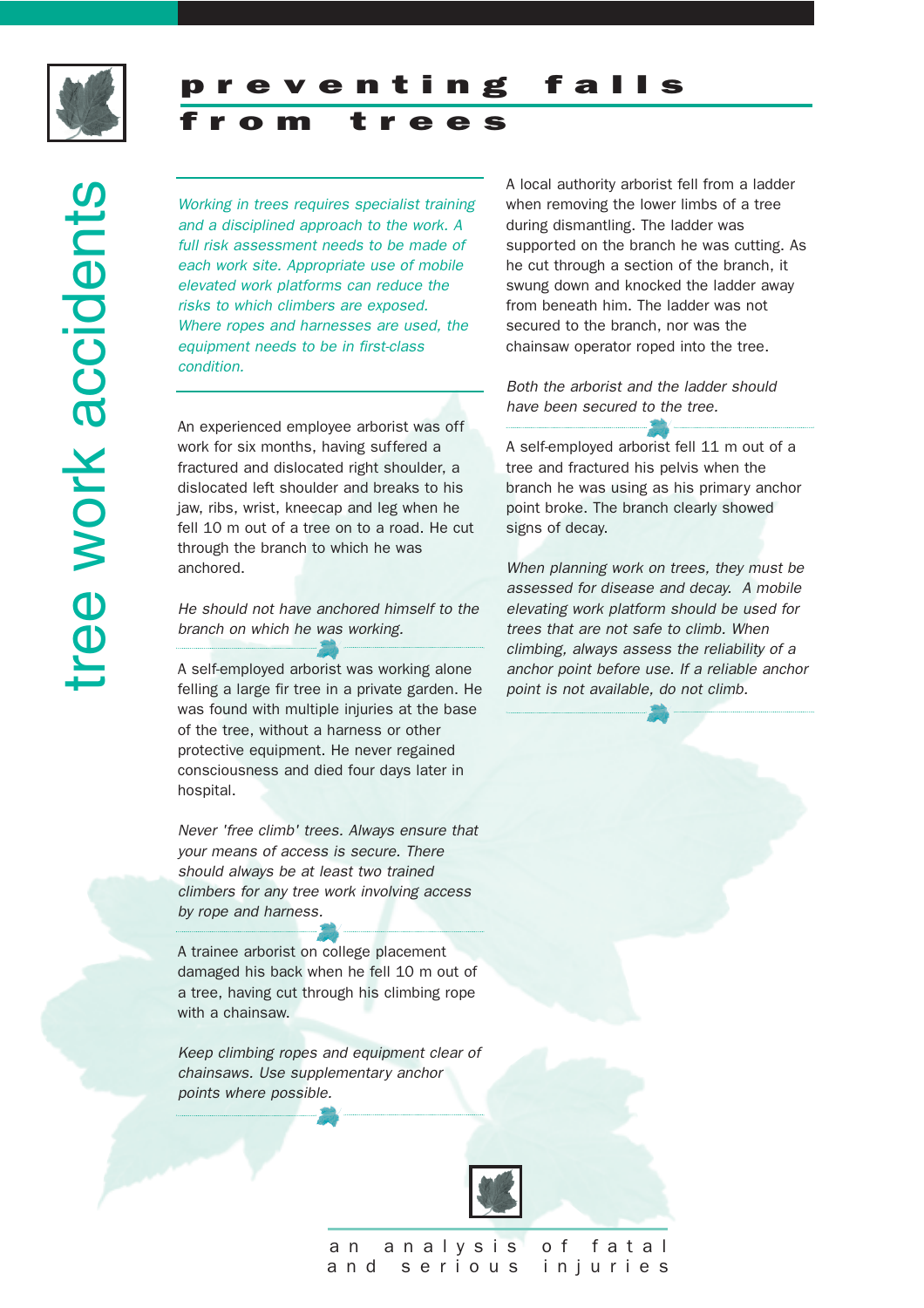# preventing falls from trees

## tree work accidents

*Working in trees requires specialist training and a disciplined approach to the work. A full risk assessment needs to be made of each work site. Appropriate use of mobile elevated work platforms can reduce the risks to which climbers are exposed. Where ropes and harnesses are used, the equipment needs to be in first-class condition.*

An experienced employee arborist was off work for six months, having suffered a fractured and dislocated right shoulder, a dislocated left shoulder and breaks to his jaw, ribs, wrist, kneecap and leg when he fell 10 m out of a tree on to a road. He cut through the branch to which he was anchored.

*He should not have anchored himself to the branch on which he was working.*

A self-employed arborist was working alone felling a large fir tree in a private garden. He was found with multiple injuries at the base of the tree, without a harness or other protective equipment. He never regained consciousness and died four days later in hospital.

*Never 'free climb' trees. Always ensure that your means of access is secure. There should always be at least two trained climbers for any tree work involving access by rope and harness.*

A trainee arborist on college placement damaged his back when he fell 10 m out of a tree, having cut through his climbing rope with a chainsaw.

*Keep climbing ropes and equipment clear of chainsaws. Use supplementary anchor points where possible.*

A local authority arborist fell from a ladder when removing the lower limbs of a tree during dismantling. The ladder was supported on the branch he was cutting. As he cut through a section of the branch, it swung down and knocked the ladder away from beneath him. The ladder was not secured to the branch, nor was the chainsaw operator roped into the tree.

*Both the arborist and the ladder should have been secured to the tree.*

A self-employed arborist fell 11 m out of a tree and fractured his pelvis when the branch he was using as his primary anchor point broke. The branch clearly showed signs of decay.

*When planning work on trees, they must be assessed for disease and decay. A mobile elevating work platform should be used for trees that are not safe to climb. When climbing, always assess the reliability of a anchor point before use. If a reliable anchor point is not available, do not climb.*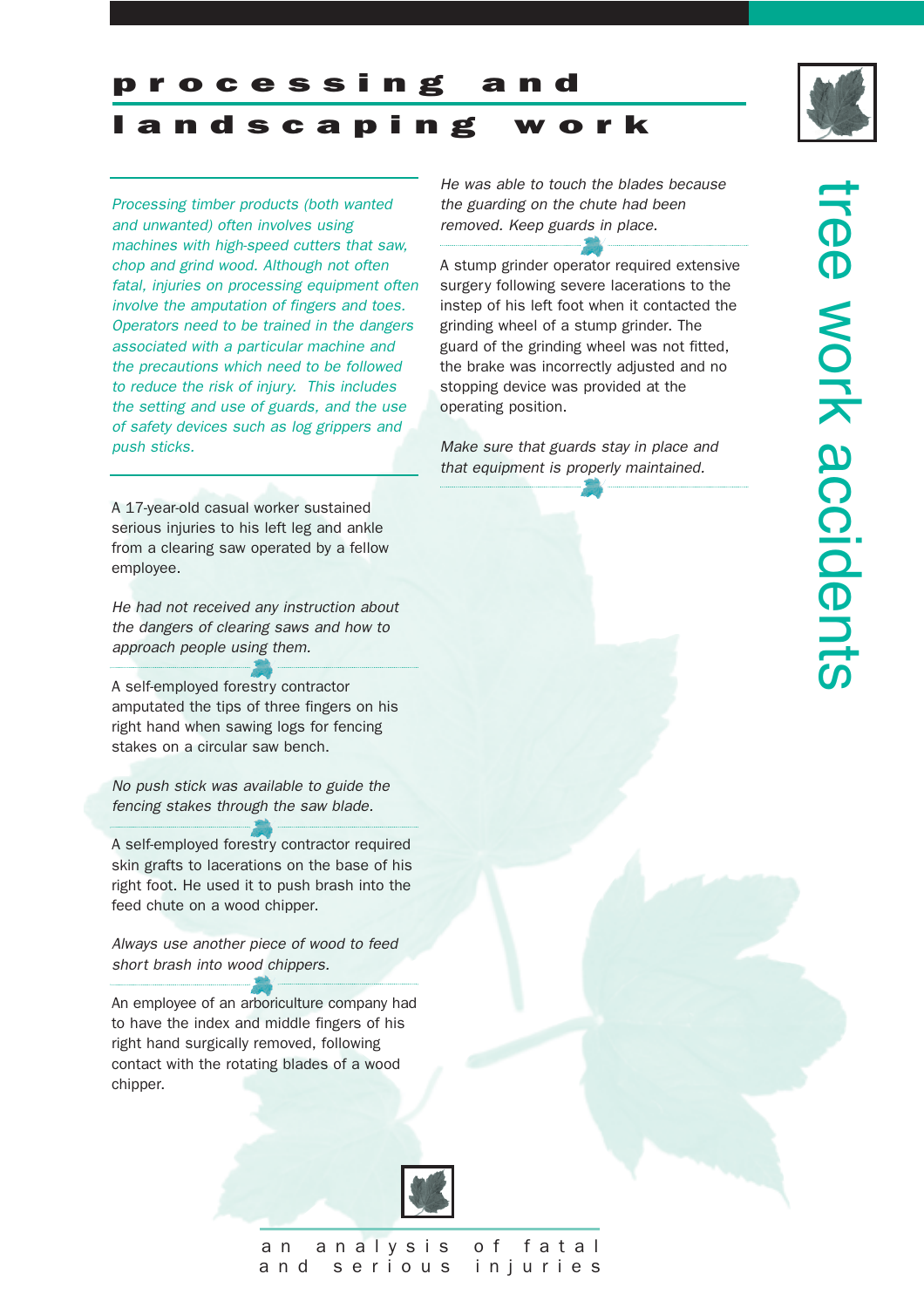# processing and landscaping work

*Processing timber products (both wanted and unwanted) often involves using machines with high-speed cutters that saw, chop and grind wood. Although not often fatal, injuries on processing equipment often involve the amputation of fingers and toes. Operators need to be trained in the dangers associated with a particular machine and the precautions which need to be followed to reduce the risk of injury. This includes the setting and use of guards, and the use of safety devices such as log grippers and push sticks.*

A 17-year-old casual worker sustained serious injuries to his left leg and ankle from a clearing saw operated by a fellow employee.

*He had not received any instruction about the dangers of clearing saws and how to approach people using them.*

A self-employed forestry contractor amputated the tips of three fingers on his right hand when sawing logs for fencing stakes on a circular saw bench.

*No push stick was available to guide the fencing stakes through the saw blade.*

A self-employed forestry contractor required skin grafts to lacerations on the base of his right foot. He used it to push brash into the feed chute on a wood chipper.

*Always use another piece of wood to feed short brash into wood chippers.*

An employee of an arboriculture company had to have the index and middle fingers of his right hand surgically removed, following contact with the rotating blades of a wood chipper.

*He was able to touch the blades because the guarding on the chute had been removed. Keep guards in place.*

A stump grinder operator required extensive surgery following severe lacerations to the instep of his left foot when it contacted the grinding wheel of a stump grinder. The guard of the grinding wheel was not fitted, the brake was incorrectly adjusted and no stopping device was provided at the operating position.

*Make sure that guards stay in place and that equipment is properly maintained.*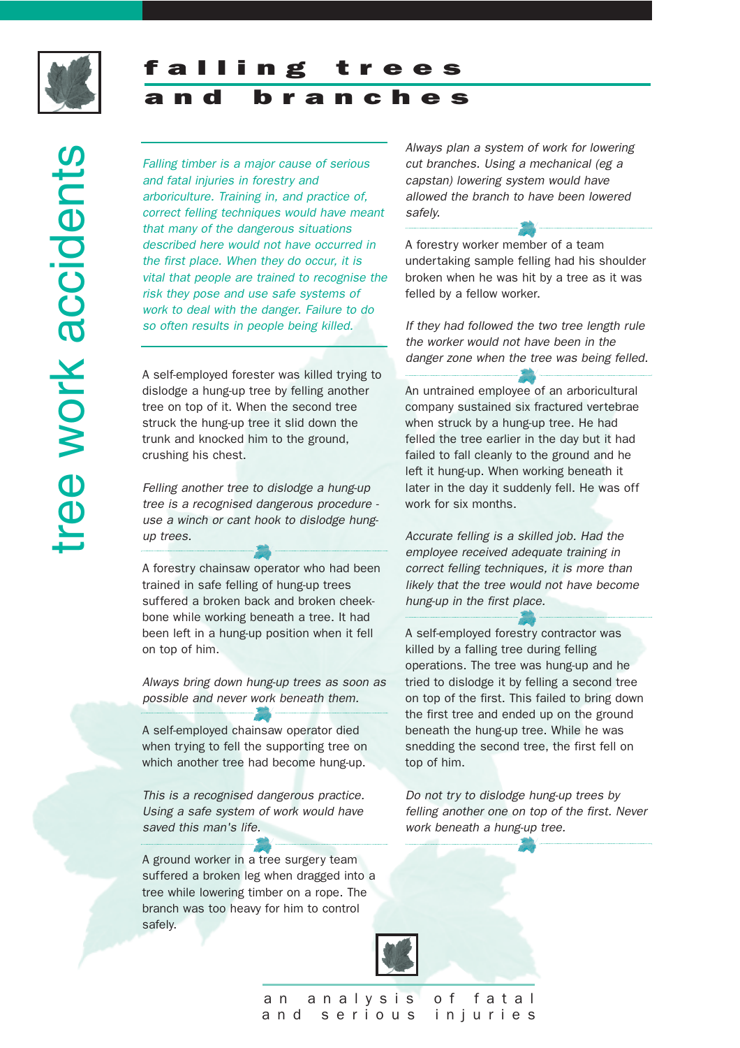# falling trees and branches

*Falling timber is a major cause of serious and fatal injuries in forestry and arboriculture. Training in, and practice of, correct felling techniques would have meant that many of the dangerous situations described here would not have occurred in the first place. When they do occur, it is vital that people are trained to recognise the risk they pose and use safe systems of work to deal with the danger. Failure to do so often results in people being killed.*

A self-employed forester was killed trying to dislodge a hung-up tree by felling another tree on top of it. When the second tree struck the hung-up tree it slid down the trunk and knocked him to the ground, crushing his chest.

*Felling another tree to dislodge a hung-up tree is a recognised dangerous procedure - use a winch or cant hook to dislodge hung-up trees.*

A forestry chainsaw operator who had been trained in safe felling of hung-up trees suffered a broken back and broken cheek-bone while working beneath a tree. It had been left in a hung-up position when it fell on top of him.

*Always bring down hung-up trees as soon as possible and never work beneath them.*

A self-employed chainsaw operator died when trying to fell the supporting tree on which another tree had become hung-up.

*This is a recognised dangerous practice. Using a safe system of work would have saved this man's life.*

A ground worker in a tree surgery team suffered a broken leg when dragged into a tree while lowering timber on a rope. The branch was too heavy for him to control safely.

*Always plan a system of work for lowering cut branches. Using a mechanical (eg a capstan) lowering system would have allowed the branch to have been lowered safely.*

A forestry worker member of a team undertaking sample felling had his shoulder broken when he was hit by a tree as it was felled by a fellow worker.

*If they had followed the two tree length rule the worker would not have been in the danger zone when the tree was being felled.*

An untrained employee of an arboricultural company sustained six fractured vertebrae when struck by a hung-up tree. He had felled the tree earlier in the day but it had failed to fall cleanly to the ground and he left it hung-up. When working beneath it later in the day it suddenly fell. He was off work for six months.

*Accurate felling is a skilled job. Had the employee received adequate training in correct felling techniques, it is more than likely that the tree would not have become hung-up in the first place.*

A self-employed forestry contractor was killed by a falling tree during felling operations. The tree was hung-up and he tried to dislodge it by felling a second tree on top of the first. This failed to bring down the first tree and ended up on the ground beneath the hung-up tree. While he was snedding the second tree, the first fell on top of him.

*Do not try to dislodge hung-up trees by felling another one on top of the first. Never work beneath a hung-up tree.*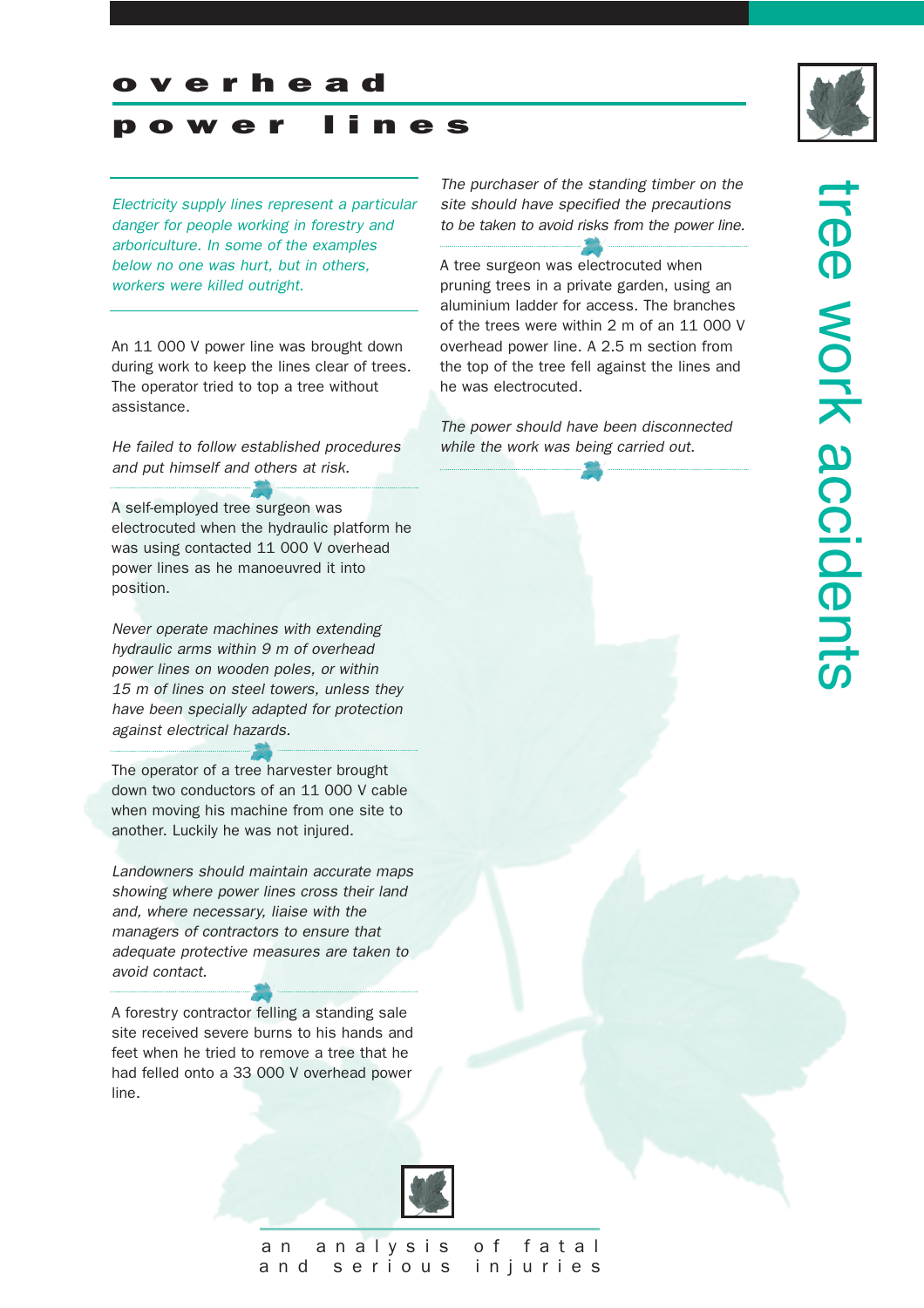# overhead power lines

*Electricity supply lines represent a particular danger for people working in forestry and arboriculture. In some of the examples below no one was hurt, but in others, workers were killed outright.*

An 11 000 V power line was brought down during work to keep the lines clear of trees. The operator tried to top a tree without assistance.

*He failed to follow established procedures and put himself and others at risk.*

A self-employed tree surgeon was electrocuted when the hydraulic platform he was using contacted 11 000 V overhead power lines as he manoeuvred it into position.

*Never operate machines with extending hydraulic arms within 9 m of overhead power lines on wooden poles, or within 15 m of lines on steel towers, unless they have been specially adapted for protection against electrical hazards.*

The operator of a tree harvester brought down two conductors of an 11 000 V cable when moving his machine from one site to another. Luckily he was not injured.

*Landowners should maintain accurate maps showing where power lines cross their land and, where necessary, liaise with the managers of contractors to ensure that adequate protective measures are taken to avoid contact.*

A forestry contractor felling a standing sale site received severe burns to his hands and feet when he tried to remove a tree that he had felled onto a 33 000 V overhead power line.

*The purchaser of the standing timber on the site should have specified the precautions to be taken to avoid risks from the power line.*

A tree surgeon was electrocuted when pruning trees in a private garden, using an aluminium ladder for access. The branches of the trees were within 2 m of an 11 000 V overhead power line. A 2.5 m section from the top of the tree fell against the lines and he was electrocuted.

*The power should have been disconnected while the work was being carried out.*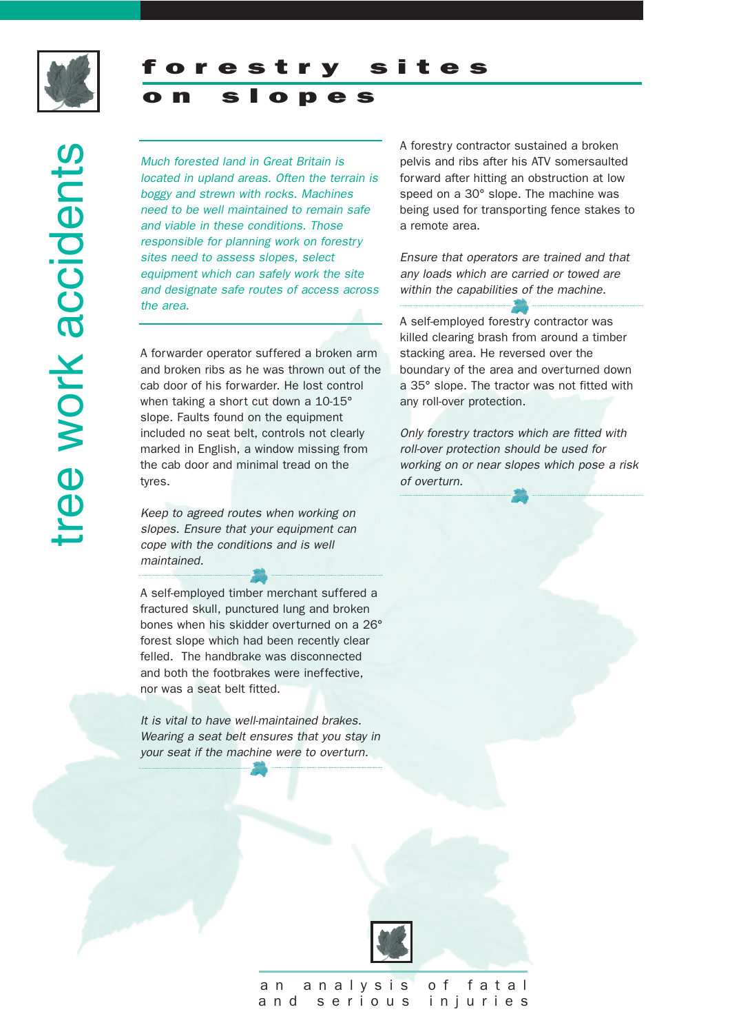# forestry sites on slopes

*Much forested land in Great Britain is located in upland areas. Often the terrain is boggy and strewn with rocks. Machines need to be well maintained to remain safe and viable in these conditions. Those responsible for planning work on forestry sites need to assess slopes, select equipment which can safely work the site and designate safe routes of access across the area.*

A forwarder operator suffered a broken arm and broken ribs as he was thrown out of the cab door of his forwarder. He lost control when taking a short cut down a 10-15° slope. Faults found on the equipment included no seat belt, controls not clearly marked in English, a window missing from the cab door and minimal tread on the tyres.

*Keep to agreed routes when working on slopes. Ensure that your equipment can cope with the conditions and is well maintained.*

A self-employed timber merchant suffered a fractured skull, punctured lung and broken bones when his skidder overturned on a 26° forest slope which had been recently clear felled. The handbrake was disconnected and both the footbrakes were ineffective, nor was a seat belt fitted.

*It is vital to have well-maintained brakes. Wearing a seat belt ensures that you stay in your seat if the machine were to overturn.*

A forestry contractor sustained a broken pelvis and ribs after his ATV somersaulted forward after hitting an obstruction at low speed on a 30° slope. The machine was being used for transporting fence stakes to a remote area.

*Ensure that operators are trained and that any loads which are carried or towed are within the capabilities of the machine.*

A self-employed forestry contractor was killed clearing brash from around a timber stacking area. He reversed over the boundary of the area and overturned down a 35° slope. The tractor was not fitted with any roll-over protection.

*Only forestry tractors which are fitted with roll-over protection should be used for working on or near slopes which pose a risk of overturn.*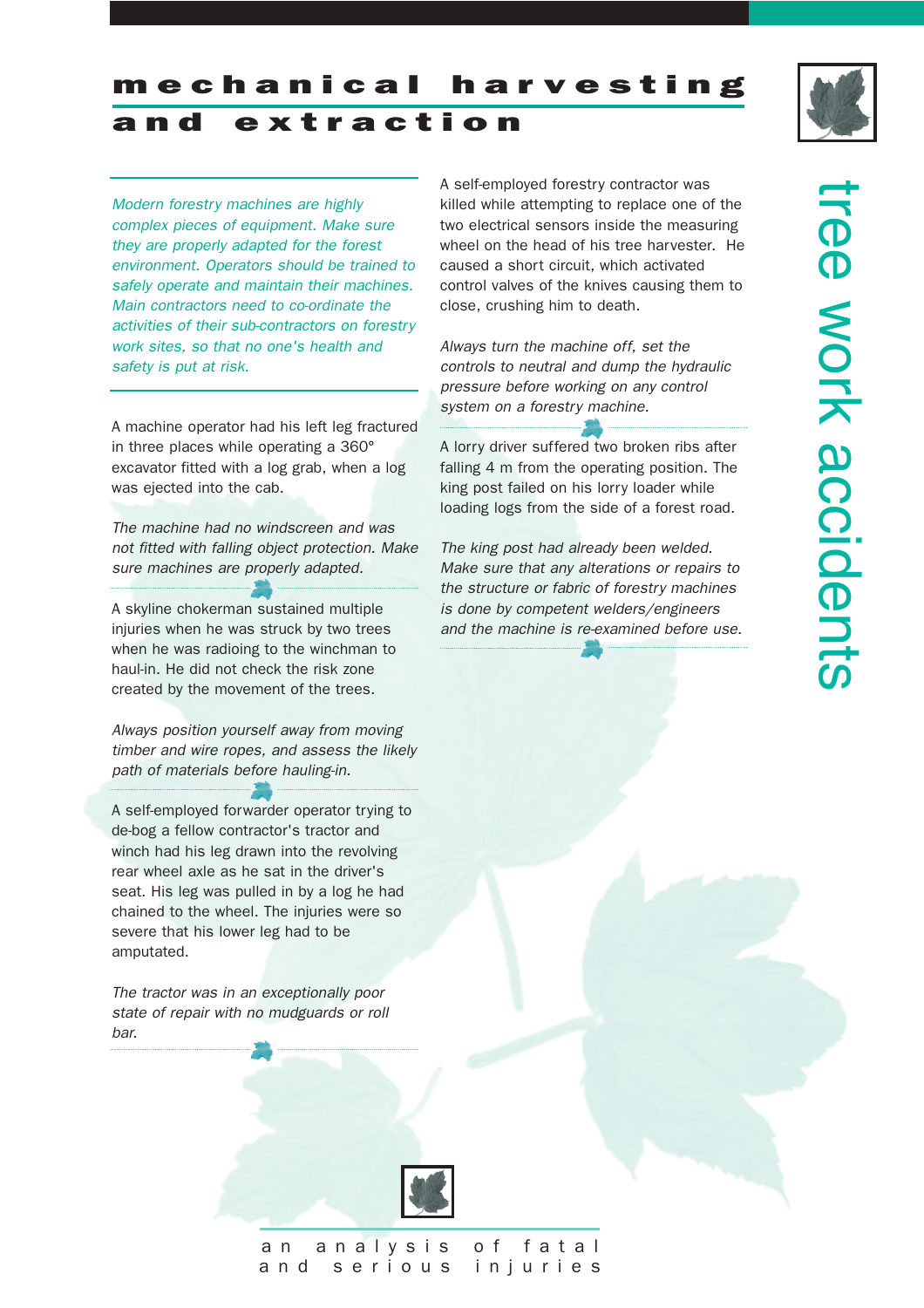# mechanical harvesting and extraction

*Modern forestry machines are highly complex pieces of equipment. Make sure they are properly adapted for the forest environment. Operators should be trained to safely operate and maintain their machines. Main contractors need to co-ordinate the activities of their sub-contractors on forestry work sites, so that no one's health and safety is put at risk.*

A machine operator had his left leg fractured in three places while operating a 360° excavator fitted with a log grab, when a log was ejected into the cab.

*The machine had no windscreen and was not fitted with falling object protection. Make sure machines are properly adapted.*

A skyline chokerman sustained multiple injuries when he was struck by two trees when he was radioing to the winchman to haul-in. He did not check the risk zone created by the movement of the trees.

*Always position yourself away from moving timber and wire ropes, and assess the likely path of materials before hauling-in.*

A self-employed forwarder operator trying to de-bog a fellow contractor's tractor and winch had his leg drawn into the revolving rear wheel axle as he sat in the driver's seat. His leg was pulled in by a log he had chained to the wheel. The injuries were so severe that his lower leg had to be amputated.

*The tractor was in an exceptionally poor state of repair with no mudguards or roll bar.*

A self-employed forestry contractor was killed while attempting to replace one of the two electrical sensors inside the measuring wheel on the head of his tree harvester. He caused a short circuit, which activated control valves of the knives causing them to close, crushing him to death.

*Always turn the machine off, set the controls to neutral and dump the hydraulic pressure before working on any control system on a forestry machine.*

A lorry driver suffered two broken ribs after falling 4 m from the operating position. The king post failed on his lorry loader while loading logs from the side of a forest road.

*The king post had already been welded. Make sure that any alterations or repairs to the structure or fabric of forestry machines is done by competent welders/engineers and the machine is re-examined before use.*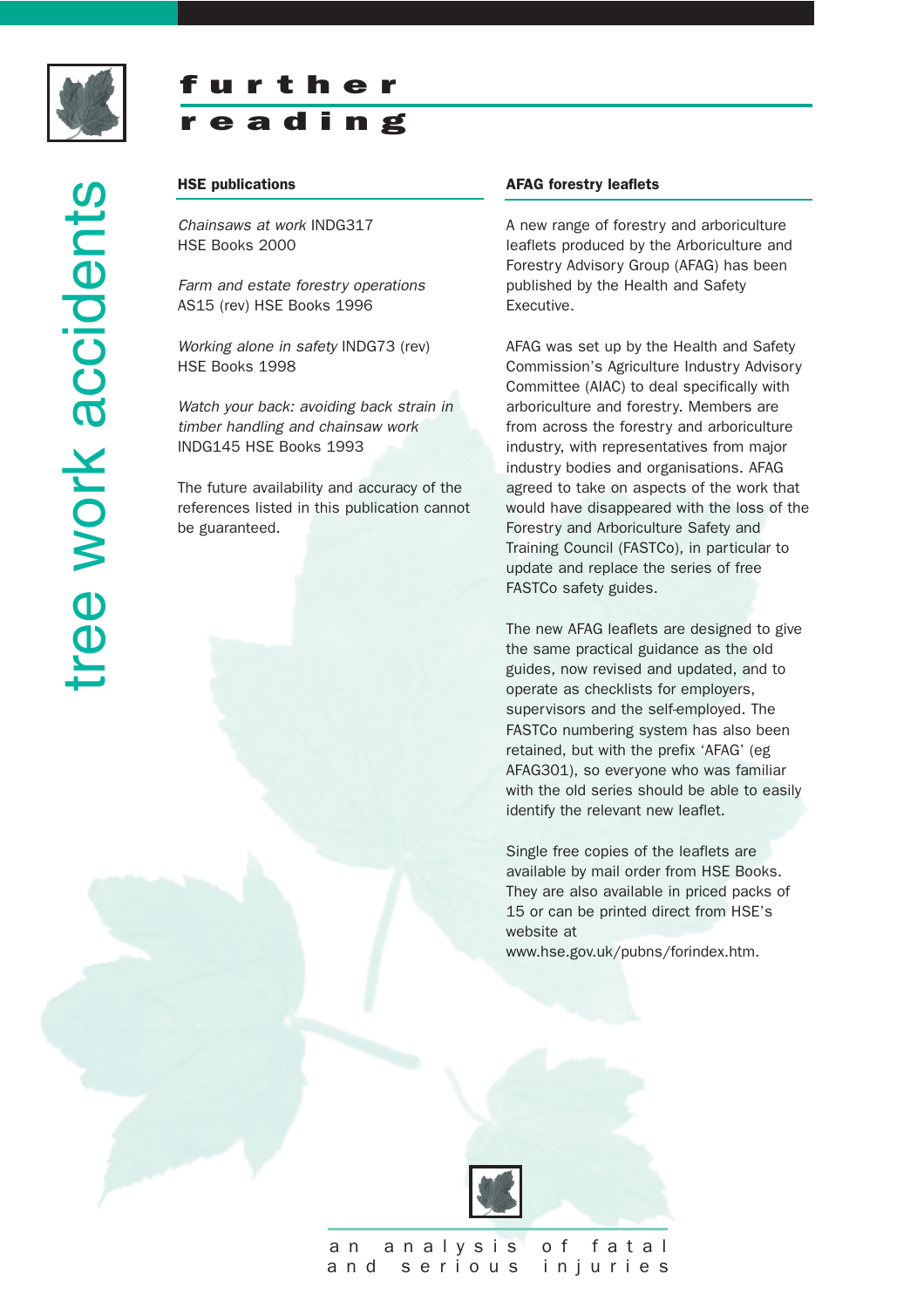# further reading

## HSE publications

*Chainsaws at work* INDG317
HSE Books 2000

*Farm and estate forestry operations*
AS15 (rev) HSE Books 1996

*Working alone in safety* INDG73 (rev)
HSE Books 1998

*Watch your back: avoiding back strain in timber handling and chainsaw work*
INDG145 HSE Books 1993

The future availability and accuracy of the references listed in this publication cannot be guaranteed.

## AFAG forestry leaflets

A new range of forestry and arboriculture leaflets produced by the Arboriculture and Forestry Advisory Group (AFAG) has been published by the Health and Safety Executive.

AFAG was set up by the Health and Safety Commission's Agriculture Industry Advisory Committee (AIAC) to deal specifically with arboriculture and forestry. Members are from across the forestry and arboriculture industry, with representatives from major industry bodies and organisations. AFAG agreed to take on aspects of the work that would have disappeared with the loss of the Forestry and Arboriculture Safety and Training Council (FASTCo), in particular to update and replace the series of free FASTCo safety guides.

The new AFAG leaflets are designed to give the same practical guidance as the old guides, now revised and updated, and to operate as checklists for employers, supervisors and the self-employed. The FASTCo numbering system has also been retained, but with the prefix 'AFAG' (eg AFAG301), so everyone who was familiar with the old series should be able to easily identify the relevant new leaflet.

Single free copies of the leaflets are available by mail order from HSE Books. They are also available in priced packs of 15 or can be printed direct from HSE's website at www.hse.gov.uk/pubns/forindex.htm.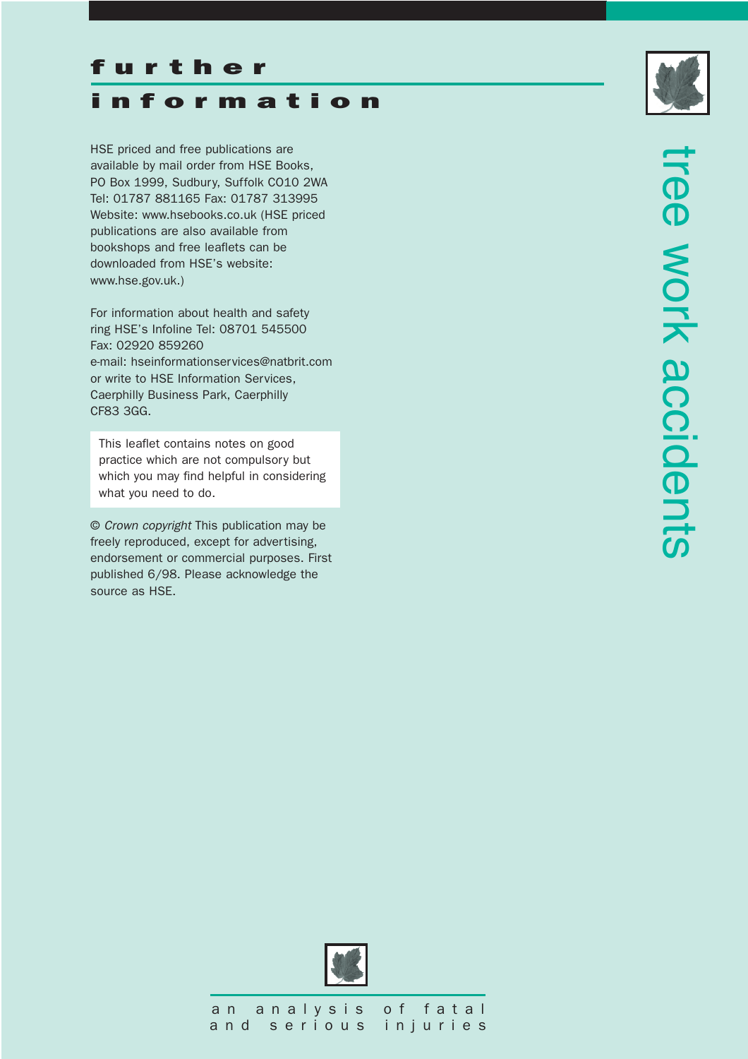# further information

HSE priced and free publications are available by mail order from HSE Books, PO Box 1999, Sudbury, Suffolk CO10 2WA Tel: 01787 881165 Fax: 01787 313995 Website: www.hsebooks.co.uk (HSE priced publications are also available from bookshops and free leaflets can be downloaded from HSE's website: www.hse.gov.uk.)

For information about health and safety ring HSE's Infoline Tel: 08701 545500 Fax: 02920 859260 e-mail: hseinformationservices@natbrit.com or write to HSE Information Services, Caerphilly Business Park, Caerphilly CF83 3GG.

This leaflet contains notes on good practice which are not compulsory but which you may find helpful in considering what you need to do.

© *Crown copyright* This publication may be freely reproduced, except for advertising, endorsement or commercial purposes. First published 6/98. Please acknowledge the source as HSE.

tree work accidents

an analysis of fatal and serious injuries